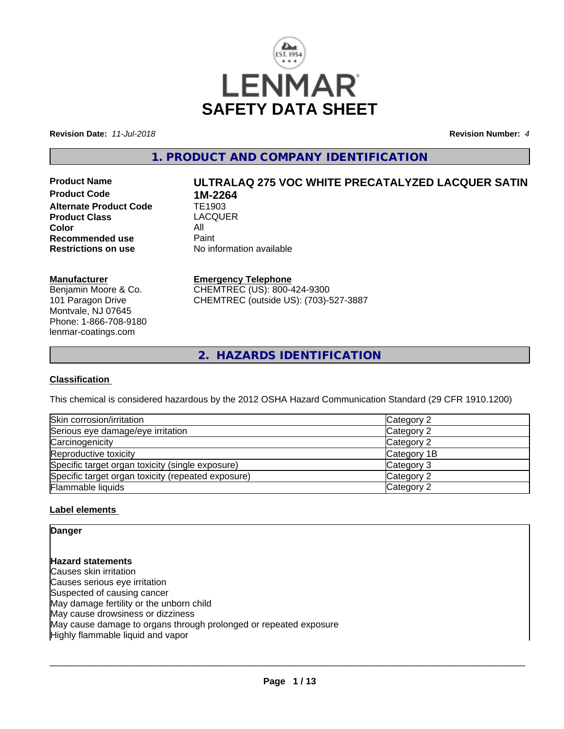# LENMAR

# SAFETY DATA SHEET

**Revision Date:** *11-Jul-2018* **Revision Number:** *4*

## 1. PRODUCT AND COMPANY IDENTIFICATION

| | |
|---|---|
| **Product Name** | **ULTRALAQ 275 VOC WHITE PRECATALYZED LACQUER SATIN** |
| **Product Code** | **1M-2264** |
| **Alternate Product Code** | TE1903 |
| **Product Class** | LACQUER |
| **Color** | All |
| **Recommended use** | Paint |
| **Restrictions on use** | No information available |

**Manufacturer**
Benjamin Moore & Co.
101 Paragon Drive
Montvale, NJ 07645
Phone: 1-866-708-9180
lenmar-coatings.com

**Emergency Telephone**
CHEMTREC (US): 800-424-9300
CHEMTREC (outside US): (703)-527-3887

## 2. HAZARDS IDENTIFICATION

### Classification

This chemical is considered hazardous by the 2012 OSHA Hazard Communication Standard (29 CFR 1910.1200)

| | |
|---|---|
| Skin corrosion/irritation | Category 2 |
| Serious eye damage/eye irritation | Category 2 |
| Carcinogenicity | Category 2 |
| Reproductive toxicity | Category 1B |
| Specific target organ toxicity (single exposure) | Category 3 |
| Specific target organ toxicity (repeated exposure) | Category 2 |
| Flammable liquids | Category 2 |

### Label elements

**Danger**

**Hazard statements**
Causes skin irritation
Causes serious eye irritation
Suspected of causing cancer
May damage fertility or the unborn child
May cause drowsiness or dizziness
May cause damage to organs through prolonged or repeated exposure
Highly flammable liquid and vapor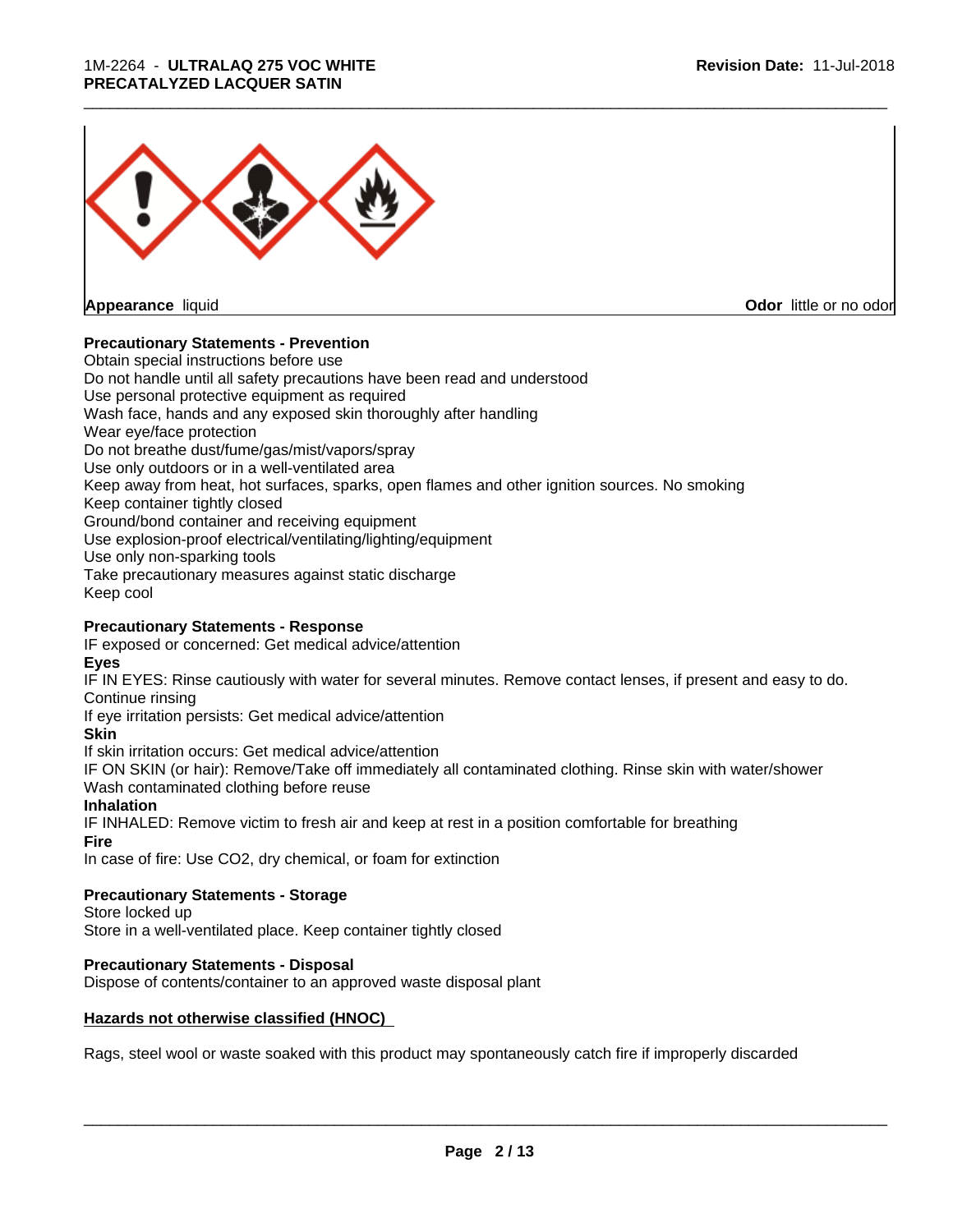**Appearance** liquid **Odor** little or no odor

**Precautionary Statements - Prevention**

Obtain special instructions before use
Do not handle until all safety precautions have been read and understood
Use personal protective equipment as required
Wash face, hands and any exposed skin thoroughly after handling
Wear eye/face protection
Do not breathe dust/fume/gas/mist/vapors/spray
Use only outdoors or in a well-ventilated area
Keep away from heat, hot surfaces, sparks, open flames and other ignition sources. No smoking
Keep container tightly closed
Ground/bond container and receiving equipment
Use explosion-proof electrical/ventilating/lighting/equipment
Use only non-sparking tools
Take precautionary measures against static discharge
Keep cool

**Precautionary Statements - Response**

IF exposed or concerned: Get medical advice/attention

**Eyes**

IF IN EYES: Rinse cautiously with water for several minutes. Remove contact lenses, if present and easy to do. Continue rinsing
If eye irritation persists: Get medical advice/attention

**Skin**

If skin irritation occurs: Get medical advice/attention
IF ON SKIN (or hair): Remove/Take off immediately all contaminated clothing. Rinse skin with water/shower
Wash contaminated clothing before reuse

**Inhalation**

IF INHALED: Remove victim to fresh air and keep at rest in a position comfortable for breathing

**Fire**

In case of fire: Use CO2, dry chemical, or foam for extinction

**Precautionary Statements - Storage**

Store locked up
Store in a well-ventilated place. Keep container tightly closed

**Precautionary Statements - Disposal**

Dispose of contents/container to an approved waste disposal plant

**Hazards not otherwise classified (HNOC)**

Rags, steel wool or waste soaked with this product may spontaneously catch fire if improperly discarded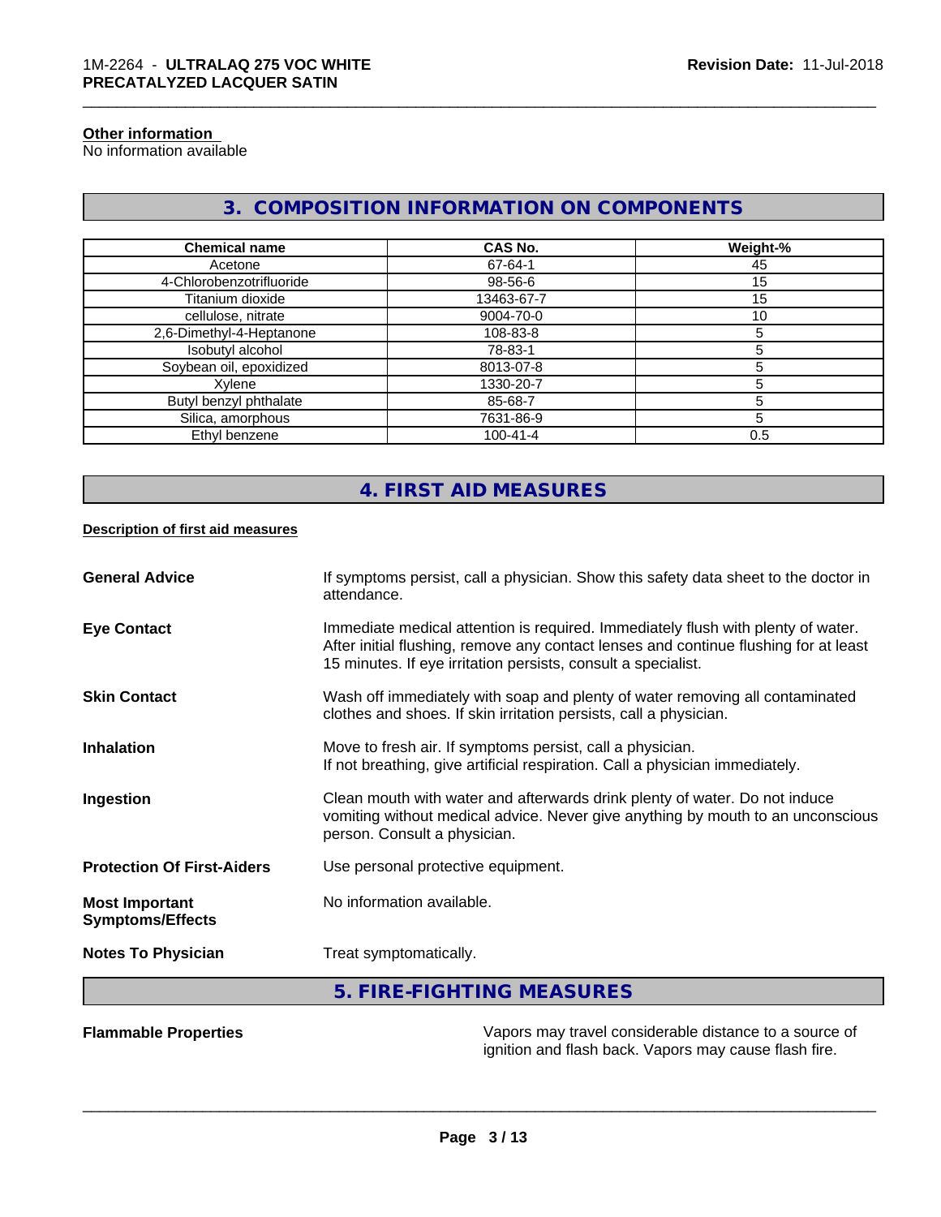**Other information**
No information available

## 3. COMPOSITION INFORMATION ON COMPONENTS

| Chemical name | CAS No. | Weight-% |
| --- | --- | --- |
| Acetone | 67-64-1 | 45 |
| 4-Chlorobenzotrifluoride | 98-56-6 | 15 |
| Titanium dioxide | 13463-67-7 | 15 |
| cellulose, nitrate | 9004-70-0 | 10 |
| 2,6-Dimethyl-4-Heptanone | 108-83-8 | 5 |
| Isobutyl alcohol | 78-83-1 | 5 |
| Soybean oil, epoxidized | 8013-07-8 | 5 |
| Xylene | 1330-20-7 | 5 |
| Butyl benzyl phthalate | 85-68-7 | 5 |
| Silica, amorphous | 7631-86-9 | 5 |
| Ethyl benzene | 100-41-4 | 0.5 |

## 4. FIRST AID MEASURES

**Description of first aid measures**

**General Advice**
If symptoms persist, call a physician. Show this safety data sheet to the doctor in attendance.

**Eye Contact**
Immediate medical attention is required. Immediately flush with plenty of water. After initial flushing, remove any contact lenses and continue flushing for at least 15 minutes. If eye irritation persists, consult a specialist.

**Skin Contact**
Wash off immediately with soap and plenty of water removing all contaminated clothes and shoes. If skin irritation persists, call a physician.

**Inhalation**
Move to fresh air. If symptoms persist, call a physician.
If not breathing, give artificial respiration. Call a physician immediately.

**Ingestion**
Clean mouth with water and afterwards drink plenty of water. Do not induce vomiting without medical advice. Never give anything by mouth to an unconscious person. Consult a physician.

**Protection Of First-Aiders**
Use personal protective equipment.

**Most Important Symptoms/Effects**
No information available.

**Notes To Physician**
Treat symptomatically.

## 5. FIRE-FIGHTING MEASURES

**Flammable Properties**
Vapors may travel considerable distance to a source of ignition and flash back. Vapors may cause flash fire.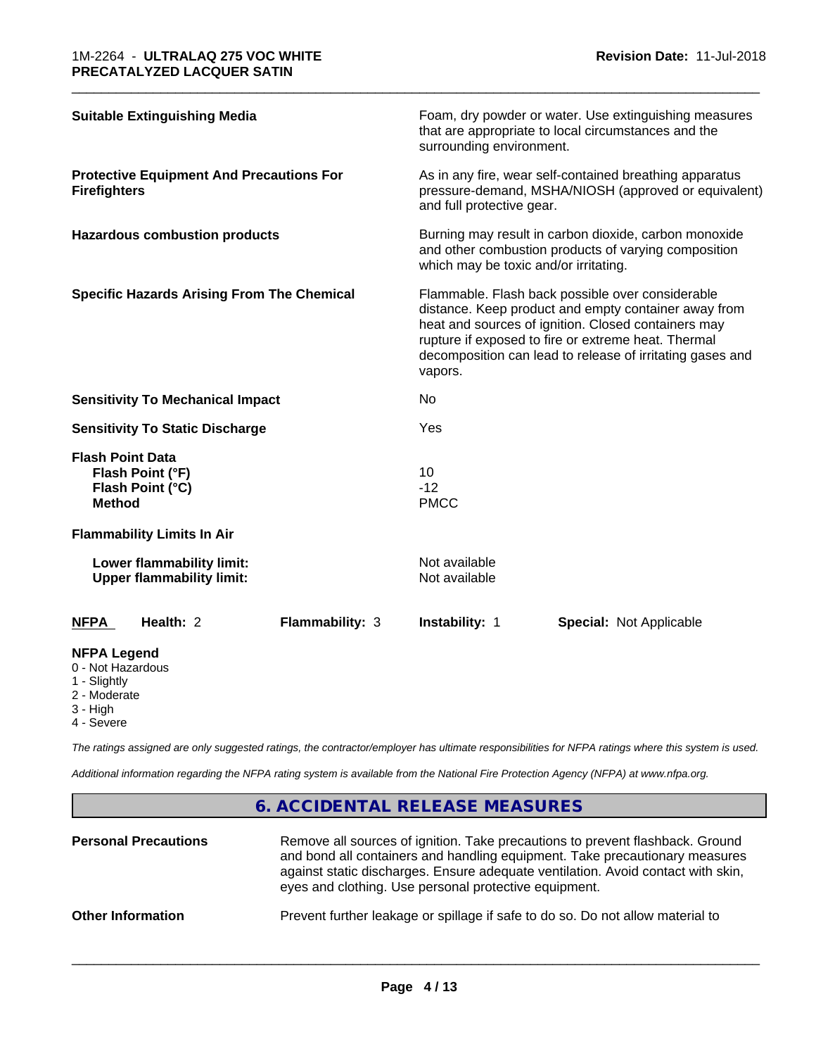| | |
|---|---|
| **Suitable Extinguishing Media** | Foam, dry powder or water. Use extinguishing measures that are appropriate to local circumstances and the surrounding environment. |
| **Protective Equipment And Precautions For Firefighters** | As in any fire, wear self-contained breathing apparatus pressure-demand, MSHA/NIOSH (approved or equivalent) and full protective gear. |
| **Hazardous combustion products** | Burning may result in carbon dioxide, carbon monoxide and other combustion products of varying composition which may be toxic and/or irritating. |
| **Specific Hazards Arising From The Chemical** | Flammable. Flash back possible over considerable distance. Keep product and empty container away from heat and sources of ignition. Closed containers may rupture if exposed to fire or extreme heat. Thermal decomposition can lead to release of irritating gases and vapors. |
| **Sensitivity To Mechanical Impact** | No |
| **Sensitivity To Static Discharge** | Yes |

**Flash Point Data**

| | |
|---|---|
| **Flash Point (°F)** | 10 |
| **Flash Point (°C)** | -12 |
| **Method** | PMCC |

**Flammability Limits In Air**

| | |
|---|---|
| **Lower flammability limit:** | Not available |
| **Upper flammability limit:** | Not available |

| **NFPA** | **Health:** 2 | **Flammability:** 3 | **Instability:** 1 | **Special:** Not Applicable |
|---|---|---|---|---|

**NFPA Legend**
- 0 - Not Hazardous
- 1 - Slightly
- 2 - Moderate
- 3 - High
- 4 - Severe

*The ratings assigned are only suggested ratings, the contractor/employer has ultimate responsibilities for NFPA ratings where this system is used.*

*Additional information regarding the NFPA rating system is available from the National Fire Protection Agency (NFPA) at www.nfpa.org.*

## 6. ACCIDENTAL RELEASE MEASURES

| | |
|---|---|
| **Personal Precautions** | Remove all sources of ignition. Take precautions to prevent flashback. Ground and bond all containers and handling equipment. Take precautionary measures against static discharges. Ensure adequate ventilation. Avoid contact with skin, eyes and clothing. Use personal protective equipment. |
| **Other Information** | Prevent further leakage or spillage if safe to do so. Do not allow material to |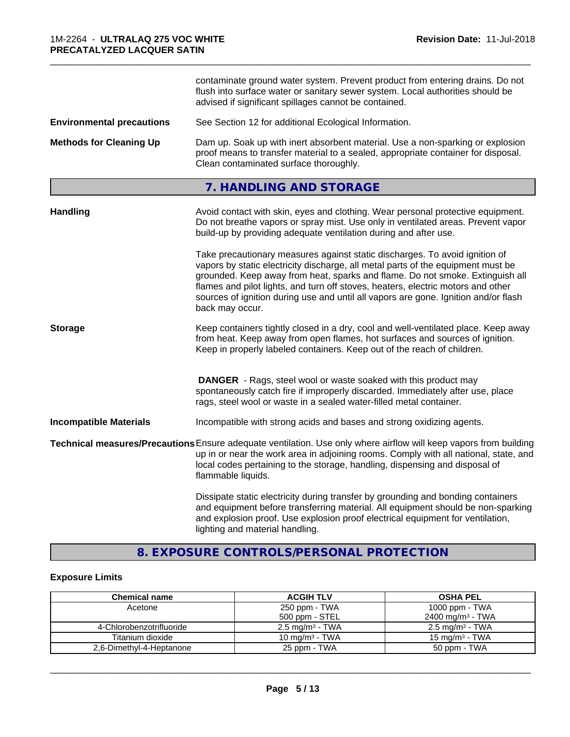contaminate ground water system. Prevent product from entering drains. Do not flush into surface water or sanitary sewer system. Local authorities should be advised if significant spillages cannot be contained.

**Environmental precautions** See Section 12 for additional Ecological Information.

**Methods for Cleaning Up** Dam up. Soak up with inert absorbent material. Use a non-sparking or explosion proof means to transfer material to a sealed, appropriate container for disposal. Clean contaminated surface thoroughly.

## 7. HANDLING AND STORAGE

**Handling** Avoid contact with skin, eyes and clothing. Wear personal protective equipment. Do not breathe vapors or spray mist. Use only in ventilated areas. Prevent vapor build-up by providing adequate ventilation during and after use.

Take precautionary measures against static discharges. To avoid ignition of vapors by static electricity discharge, all metal parts of the equipment must be grounded. Keep away from heat, sparks and flame. Do not smoke. Extinguish all flames and pilot lights, and turn off stoves, heaters, electric motors and other sources of ignition during use and until all vapors are gone. Ignition and/or flash back may occur.

**Storage** Keep containers tightly closed in a dry, cool and well-ventilated place. Keep away from heat. Keep away from open flames, hot surfaces and sources of ignition. Keep in properly labeled containers. Keep out of the reach of children.

**DANGER** - Rags, steel wool or waste soaked with this product may spontaneously catch fire if improperly discarded. Immediately after use, place rags, steel wool or waste in a sealed water-filled metal container.

**Incompatible Materials** Incompatible with strong acids and bases and strong oxidizing agents.

**Technical measures/Precautions** Ensure adequate ventilation. Use only where airflow will keep vapors from building up in or near the work area in adjoining rooms. Comply with all national, state, and local codes pertaining to the storage, handling, dispensing and disposal of flammable liquids.

Dissipate static electricity during transfer by grounding and bonding containers and equipment before transferring material. All equipment should be non-sparking and explosion proof. Use explosion proof electrical equipment for ventilation, lighting and material handling.

## 8. EXPOSURE CONTROLS/PERSONAL PROTECTION

### Exposure Limits

| Chemical name | ACGIH TLV | OSHA PEL |
|---|---|---|
| Acetone | 250 ppm - TWA<br>500 ppm - STEL | 1000 ppm - TWA<br>2400 mg/m³ - TWA |
| 4-Chlorobenzotrifluoride | 2.5 mg/m³ - TWA | 2.5 mg/m³ - TWA |
| Titanium dioxide | 10 mg/m³ - TWA | 15 mg/m³ - TWA |
| 2,6-Dimethyl-4-Heptanone | 25 ppm - TWA | 50 ppm - TWA |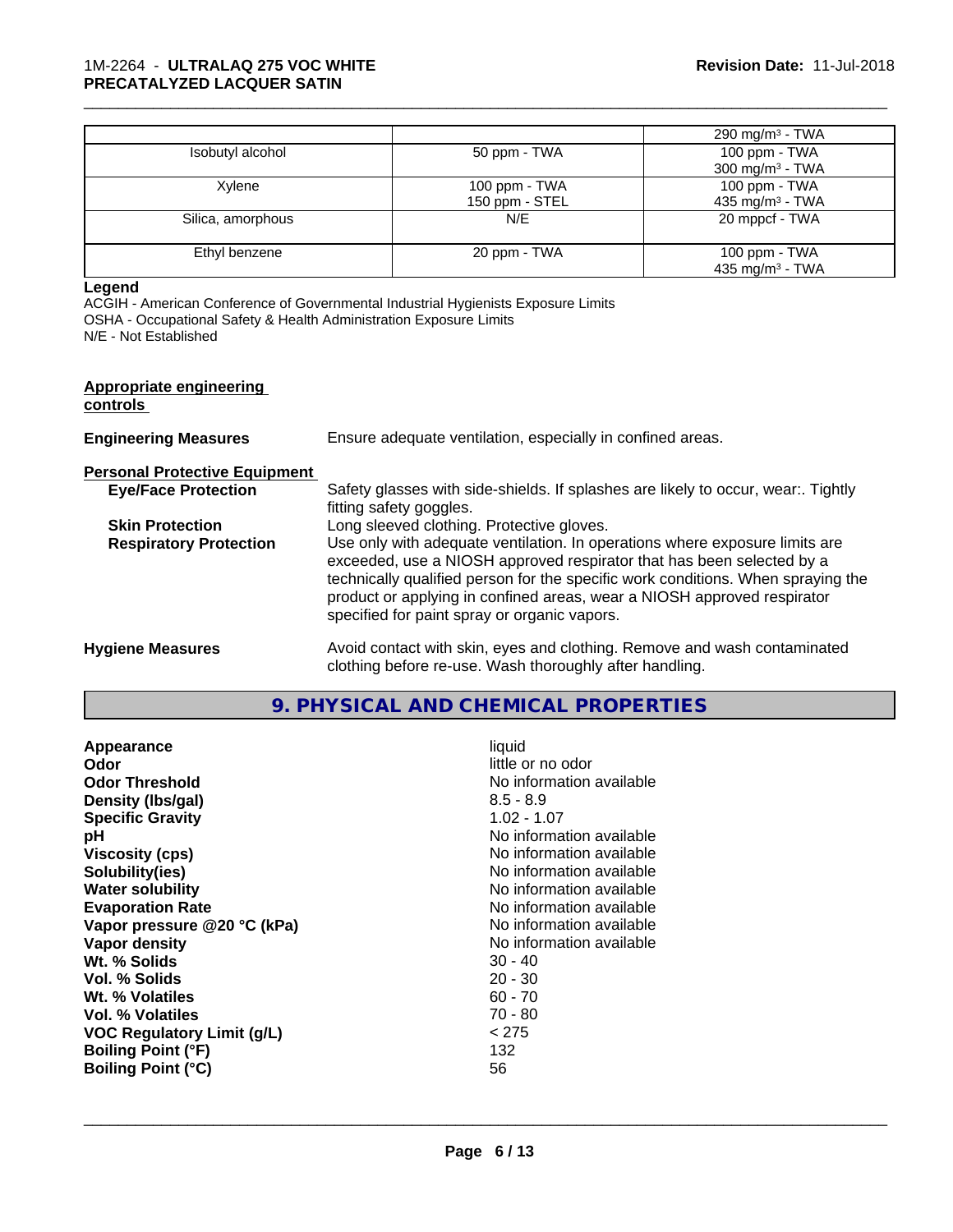| | | |
|---|---|---|
| | | 290 mg/m³ - TWA |
| Isobutyl alcohol | 50 ppm - TWA | 100 ppm - TWA<br>300 mg/m³ - TWA |
| Xylene | 100 ppm - TWA<br>150 ppm - STEL | 100 ppm - TWA<br>435 mg/m³ - TWA |
| Silica, amorphous | N/E | 20 mppcf - TWA |
| Ethyl benzene | 20 ppm - TWA | 100 ppm - TWA<br>435 mg/m³ - TWA |

**Legend**

ACGIH - American Conference of Governmental Industrial Hygienists Exposure Limits
OSHA - Occupational Safety & Health Administration Exposure Limits
N/E - Not Established

**Appropriate engineering controls**

**Engineering Measures** Ensure adequate ventilation, especially in confined areas.

**Personal Protective Equipment**

**Eye/Face Protection** Safety glasses with side-shields. If splashes are likely to occur, wear:. Tightly fitting safety goggles.

**Skin Protection** Long sleeved clothing. Protective gloves.

**Respiratory Protection** Use only with adequate ventilation. In operations where exposure limits are exceeded, use a NIOSH approved respirator that has been selected by a technically qualified person for the specific work conditions. When spraying the product or applying in confined areas, wear a NIOSH approved respirator specified for paint spray or organic vapors.

**Hygiene Measures** Avoid contact with skin, eyes and clothing. Remove and wash contaminated clothing before re-use. Wash thoroughly after handling.

## 9. PHYSICAL AND CHEMICAL PROPERTIES

| | |
|---|---|
| **Appearance** | liquid |
| **Odor** | little or no odor |
| **Odor Threshold** | No information available |
| **Density (lbs/gal)** | 8.5 - 8.9 |
| **Specific Gravity** | 1.02 - 1.07 |
| **pH** | No information available |
| **Viscosity (cps)** | No information available |
| **Solubility(ies)** | No information available |
| **Water solubility** | No information available |
| **Evaporation Rate** | No information available |
| **Vapor pressure @20 °C (kPa)** | No information available |
| **Vapor density** | No information available |
| **Wt. % Solids** | 30 - 40 |
| **Vol. % Solids** | 20 - 30 |
| **Wt. % Volatiles** | 60 - 70 |
| **Vol. % Volatiles** | 70 - 80 |
| **VOC Regulatory Limit (g/L)** | < 275 |
| **Boiling Point (°F)** | 132 |
| **Boiling Point (°C)** | 56 |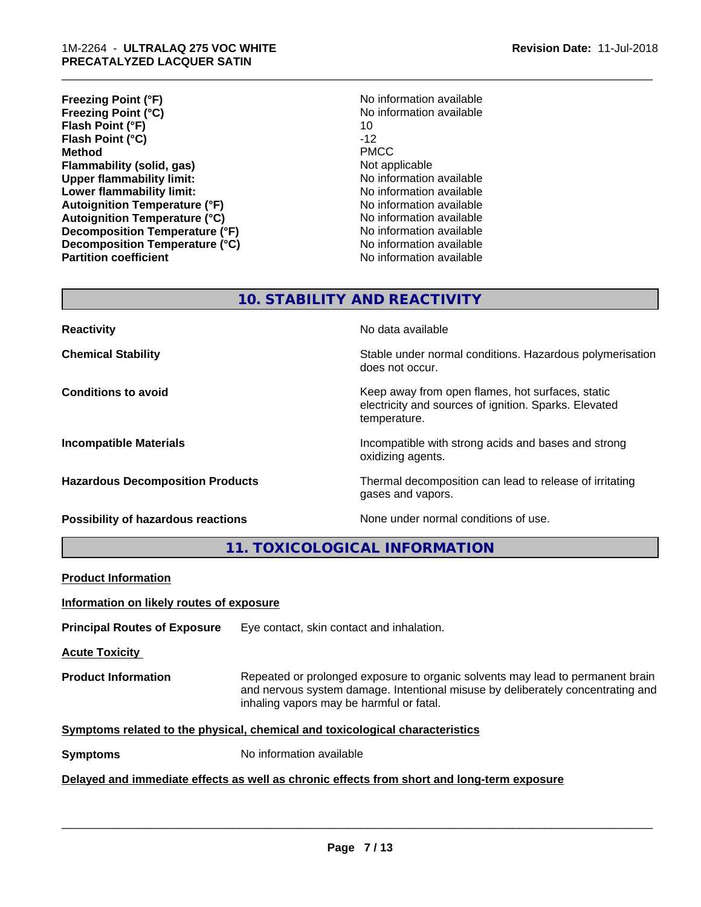| | |
|---|---|
| **Freezing Point (°F)** | No information available |
| **Freezing Point (°C)** | No information available |
| **Flash Point (°F)** | 10 |
| **Flash Point (°C)** | -12 |
| **Method** | PMCC |
| **Flammability (solid, gas)** | Not applicable |
| **Upper flammability limit:** | No information available |
| **Lower flammability limit:** | No information available |
| **Autoignition Temperature (°F)** | No information available |
| **Autoignition Temperature (°C)** | No information available |
| **Decomposition Temperature (°F)** | No information available |
| **Decomposition Temperature (°C)** | No information available |
| **Partition coefficient** | No information available |

## 10. STABILITY AND REACTIVITY

| | |
|---|---|
| **Reactivity** | No data available |
| **Chemical Stability** | Stable under normal conditions. Hazardous polymerisation does not occur. |
| **Conditions to avoid** | Keep away from open flames, hot surfaces, static electricity and sources of ignition. Sparks. Elevated temperature. |
| **Incompatible Materials** | Incompatible with strong acids and bases and strong oxidizing agents. |
| **Hazardous Decomposition Products** | Thermal decomposition can lead to release of irritating gases and vapors. |
| **Possibility of hazardous reactions** | None under normal conditions of use. |

## 11. TOXICOLOGICAL INFORMATION

**Product Information**

**Information on likely routes of exposure**

**Principal Routes of Exposure** Eye contact, skin contact and inhalation.

**Acute Toxicity**

**Product Information** Repeated or prolonged exposure to organic solvents may lead to permanent brain and nervous system damage. Intentional misuse by deliberately concentrating and inhaling vapors may be harmful or fatal.

**Symptoms related to the physical, chemical and toxicological characteristics**

**Symptoms** No information available

**Delayed and immediate effects as well as chronic effects from short and long-term exposure**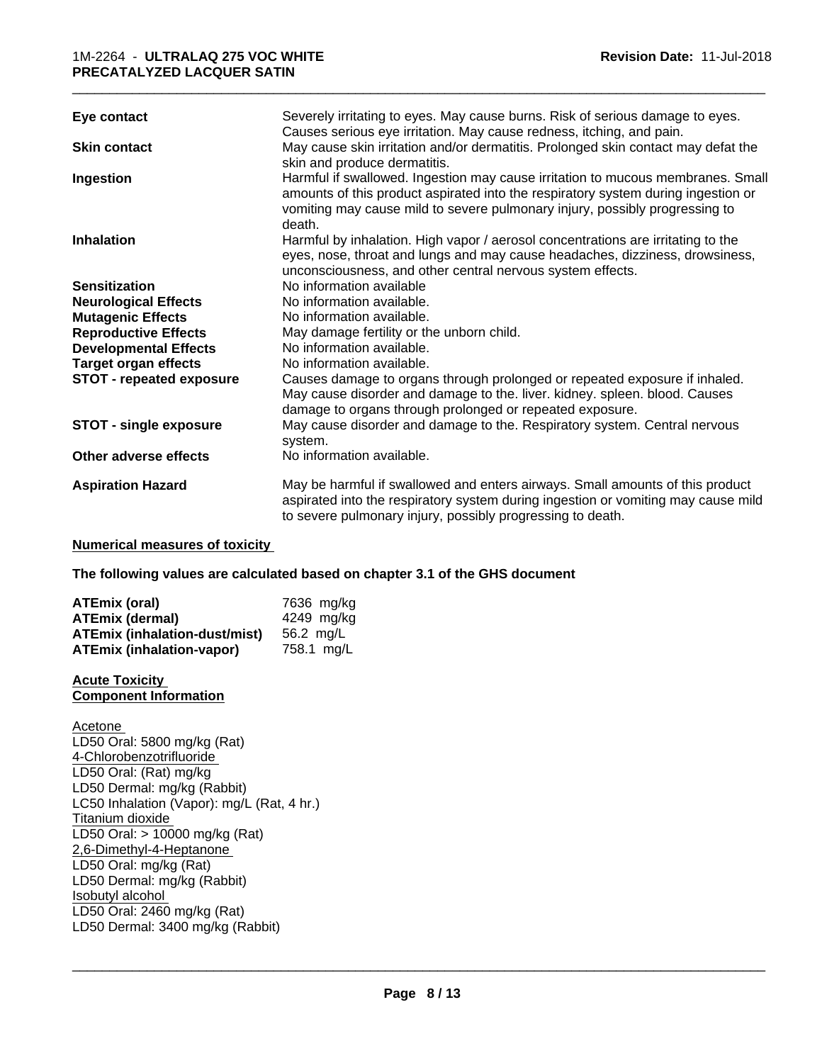| | |
|---|---|
| **Eye contact** | Severely irritating to eyes. May cause burns. Risk of serious damage to eyes. Causes serious eye irritation. May cause redness, itching, and pain. |
| **Skin contact** | May cause skin irritation and/or dermatitis. Prolonged skin contact may defat the skin and produce dermatitis. |
| **Ingestion** | Harmful if swallowed. Ingestion may cause irritation to mucous membranes. Small amounts of this product aspirated into the respiratory system during ingestion or vomiting may cause mild to severe pulmonary injury, possibly progressing to death. |
| **Inhalation** | Harmful by inhalation. High vapor / aerosol concentrations are irritating to the eyes, nose, throat and lungs and may cause headaches, dizziness, drowsiness, unconsciousness, and other central nervous system effects. |
| **Sensitization** | No information available |
| **Neurological Effects** | No information available. |
| **Mutagenic Effects** | No information available. |
| **Reproductive Effects** | May damage fertility or the unborn child. |
| **Developmental Effects** | No information available. |
| **Target organ effects** | No information available. |
| **STOT - repeated exposure** | Causes damage to organs through prolonged or repeated exposure if inhaled. May cause disorder and damage to the. liver. kidney. spleen. blood. Causes damage to organs through prolonged or repeated exposure. |
| **STOT - single exposure** | May cause disorder and damage to the. Respiratory system. Central nervous system. |
| **Other adverse effects** | No information available. |
| **Aspiration Hazard** | May be harmful if swallowed and enters airways. Small amounts of this product aspirated into the respiratory system during ingestion or vomiting may cause mild to severe pulmonary injury, possibly progressing to death. |

**Numerical measures of toxicity**

**The following values are calculated based on chapter 3.1 of the GHS document**

| | |
|---|---|
| **ATEmix (oral)** | 7636 mg/kg |
| **ATEmix (dermal)** | 4249 mg/kg |
| **ATEmix (inhalation-dust/mist)** | 56.2 mg/L |
| **ATEmix (inhalation-vapor)** | 758.1 mg/L |

**Acute Toxicity**
**Component Information**

Acetone
LD50 Oral: 5800 mg/kg (Rat)
4-Chlorobenzotrifluoride
LD50 Oral: (Rat) mg/kg
LD50 Dermal: mg/kg (Rabbit)
LC50 Inhalation (Vapor): mg/L (Rat, 4 hr.)
Titanium dioxide
LD50 Oral: > 10000 mg/kg (Rat)
2,6-Dimethyl-4-Heptanone
LD50 Oral: mg/kg (Rat)
LD50 Dermal: mg/kg (Rabbit)
Isobutyl alcohol
LD50 Oral: 2460 mg/kg (Rat)
LD50 Dermal: 3400 mg/kg (Rabbit)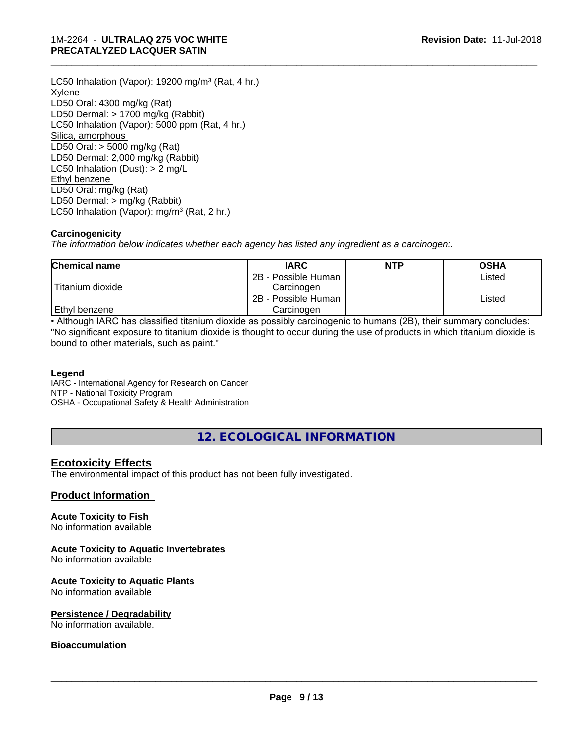LC50 Inhalation (Vapor): 19200 mg/m³ (Rat, 4 hr.)
Xylene
LD50 Oral: 4300 mg/kg (Rat)
LD50 Dermal: > 1700 mg/kg (Rabbit)
LC50 Inhalation (Vapor): 5000 ppm (Rat, 4 hr.)
Silica, amorphous
LD50 Oral: > 5000 mg/kg (Rat)
LD50 Dermal: 2,000 mg/kg (Rabbit)
LC50 Inhalation (Dust): > 2 mg/L
Ethyl benzene
LD50 Oral: mg/kg (Rat)
LD50 Dermal: > mg/kg (Rabbit)
LC50 Inhalation (Vapor): mg/m³ (Rat, 2 hr.)

**Carcinogenicity**

*The information below indicates whether each agency has listed any ingredient as a carcinogen:.*

| Chemical name | IARC | NTP | OSHA |
|---|---|---|---|
| Titanium dioxide | 2B - Possible Human Carcinogen | | Listed |
| Ethyl benzene | 2B - Possible Human Carcinogen | | Listed |

• Although IARC has classified titanium dioxide as possibly carcinogenic to humans (2B), their summary concludes: "No significant exposure to titanium dioxide is thought to occur during the use of products in which titanium dioxide is bound to other materials, such as paint."

**Legend**

IARC - International Agency for Research on Cancer
NTP - National Toxicity Program
OSHA - Occupational Safety & Health Administration

# 12. ECOLOGICAL INFORMATION

## Ecotoxicity Effects

The environmental impact of this product has not been fully investigated.

### Product Information

**Acute Toxicity to Fish**
No information available

**Acute Toxicity to Aquatic Invertebrates**
No information available

**Acute Toxicity to Aquatic Plants**
No information available

**Persistence / Degradability**
No information available.

**Bioaccumulation**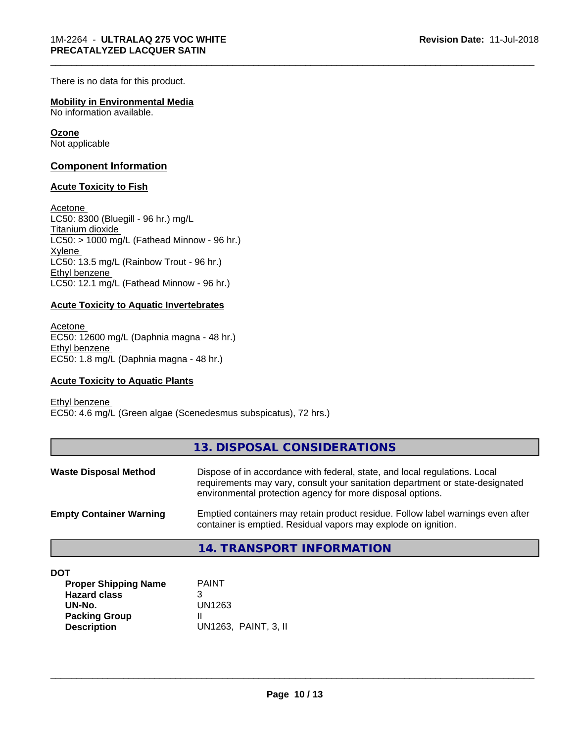There is no data for this product.

**Mobility in Environmental Media**
No information available.

**Ozone**
Not applicable

## Component Information

### Acute Toxicity to Fish

Acetone
LC50: 8300 (Bluegill - 96 hr.) mg/L
Titanium dioxide
LC50: > 1000 mg/L (Fathead Minnow - 96 hr.)
Xylene
LC50: 13.5 mg/L (Rainbow Trout - 96 hr.)
Ethyl benzene
LC50: 12.1 mg/L (Fathead Minnow - 96 hr.)

### Acute Toxicity to Aquatic Invertebrates

Acetone
EC50: 12600 mg/L (Daphnia magna - 48 hr.)
Ethyl benzene
EC50: 1.8 mg/L (Daphnia magna - 48 hr.)

### Acute Toxicity to Aquatic Plants

Ethyl benzene
EC50: 4.6 mg/L (Green algae (Scenedesmus subspicatus), 72 hrs.)

## 13. DISPOSAL CONSIDERATIONS

**Waste Disposal Method** Dispose of in accordance with federal, state, and local regulations. Local requirements may vary, consult your sanitation department or state-designated environmental protection agency for more disposal options.

**Empty Container Warning** Emptied containers may retain product residue. Follow label warnings even after container is emptied. Residual vapors may explode on ignition.

## 14. TRANSPORT INFORMATION

**DOT**

| | |
|---|---|
| **Proper Shipping Name** | PAINT |
| **Hazard class** | 3 |
| **UN-No.** | UN1263 |
| **Packing Group** | II |
| **Description** | UN1263, PAINT, 3, II |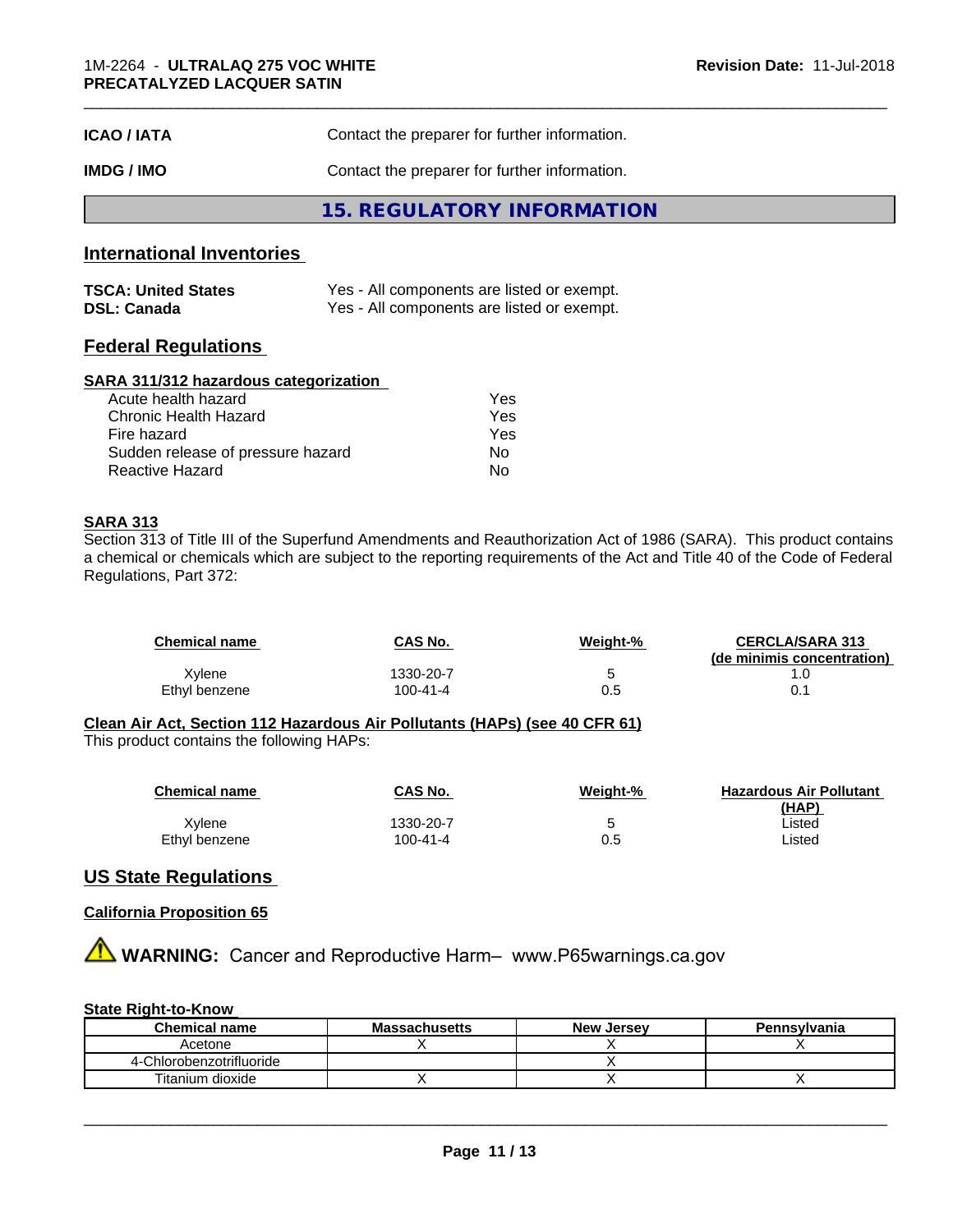| | |
|---|---|
| **ICAO / IATA** | Contact the preparer for further information. |
| **IMDG / IMO** | Contact the preparer for further information. |

## 15. REGULATORY INFORMATION

### International Inventories

| | |
|---|---|
| **TSCA: United States** | Yes - All components are listed or exempt. |
| **DSL: Canada** | Yes - All components are listed or exempt. |

### Federal Regulations

**SARA 311/312 hazardous categorization**

| | |
|---|---|
| Acute health hazard | Yes |
| Chronic Health Hazard | Yes |
| Fire hazard | Yes |
| Sudden release of pressure hazard | No |
| Reactive Hazard | No |

**SARA 313**

Section 313 of Title III of the Superfund Amendments and Reauthorization Act of 1986 (SARA). This product contains a chemical or chemicals which are subject to the reporting requirements of the Act and Title 40 of the Code of Federal Regulations, Part 372:

| Chemical name | CAS No. | Weight-% | CERCLA/SARA 313 (de minimis concentration) |
|---|---|---|---|
| Xylene | 1330-20-7 | 5 | 1.0 |
| Ethyl benzene | 100-41-4 | 0.5 | 0.1 |

**Clean Air Act, Section 112 Hazardous Air Pollutants (HAPs) (see 40 CFR 61)**

This product contains the following HAPs:

| Chemical name | CAS No. | Weight-% | Hazardous Air Pollutant (HAP) |
|---|---|---|---|
| Xylene | 1330-20-7 | 5 | Listed |
| Ethyl benzene | 100-41-4 | 0.5 | Listed |

### US State Regulations

**California Proposition 65**

⚠ **WARNING:** Cancer and Reproductive Harm– www.P65warnings.ca.gov

**State Right-to-Know**

| Chemical name | Massachusetts | New Jersey | Pennsylvania |
|---|---|---|---|
| Acetone | X | X | X |
| 4-Chlorobenzotrifluoride | | X | |
| Titanium dioxide | X | X | X |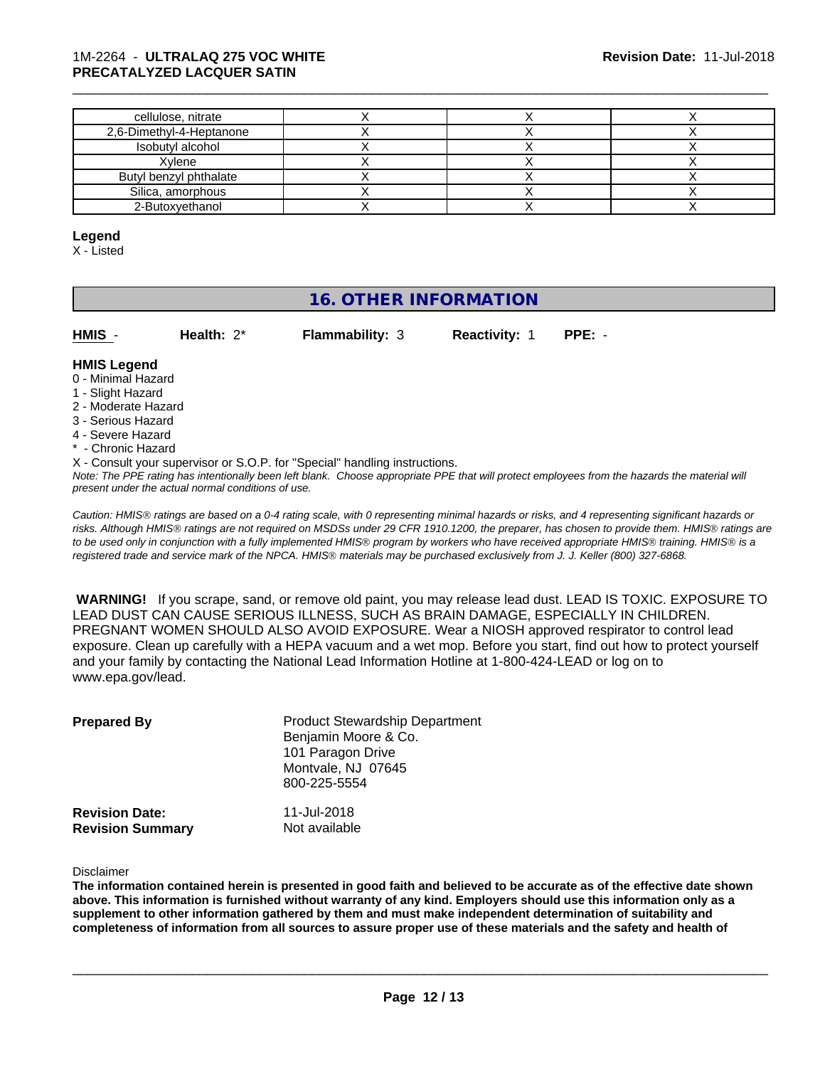| cellulose, nitrate | X | X | X |
|---|---|---|---|
| 2,6-Dimethyl-4-Heptanone | X | X | X |
| Isobutyl alcohol | X | X | X |
| Xylene | X | X | X |
| Butyl benzyl phthalate | X | X | X |
| Silica, amorphous | X | X | X |
| 2-Butoxyethanol | X | X | X |

**Legend**

X - Listed

## 16. OTHER INFORMATION

**HMIS** - **Health:** 2* **Flammability:** 3 **Reactivity:** 1 **PPE:** -

**HMIS Legend**

0 - Minimal Hazard
1 - Slight Hazard
2 - Moderate Hazard
3 - Serious Hazard
4 - Severe Hazard
* - Chronic Hazard

X - Consult your supervisor or S.O.P. for "Special" handling instructions.

*Note: The PPE rating has intentionally been left blank. Choose appropriate PPE that will protect employees from the hazards the material will present under the actual normal conditions of use.*

*Caution: HMIS® ratings are based on a 0-4 rating scale, with 0 representing minimal hazards or risks, and 4 representing significant hazards or risks. Although HMIS® ratings are not required on MSDSs under 29 CFR 1910.1200, the preparer, has chosen to provide them. HMIS® ratings are to be used only in conjunction with a fully implemented HMIS® program by workers who have received appropriate HMIS® training. HMIS® is a registered trade and service mark of the NPCA. HMIS® materials may be purchased exclusively from J. J. Keller (800) 327-6868.*

**WARNING!** If you scrape, sand, or remove old paint, you may release lead dust. LEAD IS TOXIC. EXPOSURE TO LEAD DUST CAN CAUSE SERIOUS ILLNESS, SUCH AS BRAIN DAMAGE, ESPECIALLY IN CHILDREN. PREGNANT WOMEN SHOULD ALSO AVOID EXPOSURE. Wear a NIOSH approved respirator to control lead exposure. Clean up carefully with a HEPA vacuum and a wet mop. Before you start, find out how to protect yourself and your family by contacting the National Lead Information Hotline at 1-800-424-LEAD or log on to www.epa.gov/lead.

**Prepared By**
Product Stewardship Department
Benjamin Moore & Co.
101 Paragon Drive
Montvale, NJ 07645
800-225-5554

**Revision Date:** 11-Jul-2018
**Revision Summary** Not available

Disclaimer

**The information contained herein is presented in good faith and believed to be accurate as of the effective date shown above. This information is furnished without warranty of any kind. Employers should use this information only as a supplement to other information gathered by them and must make independent determination of suitability and completeness of information from all sources to assure proper use of these materials and the safety and health of**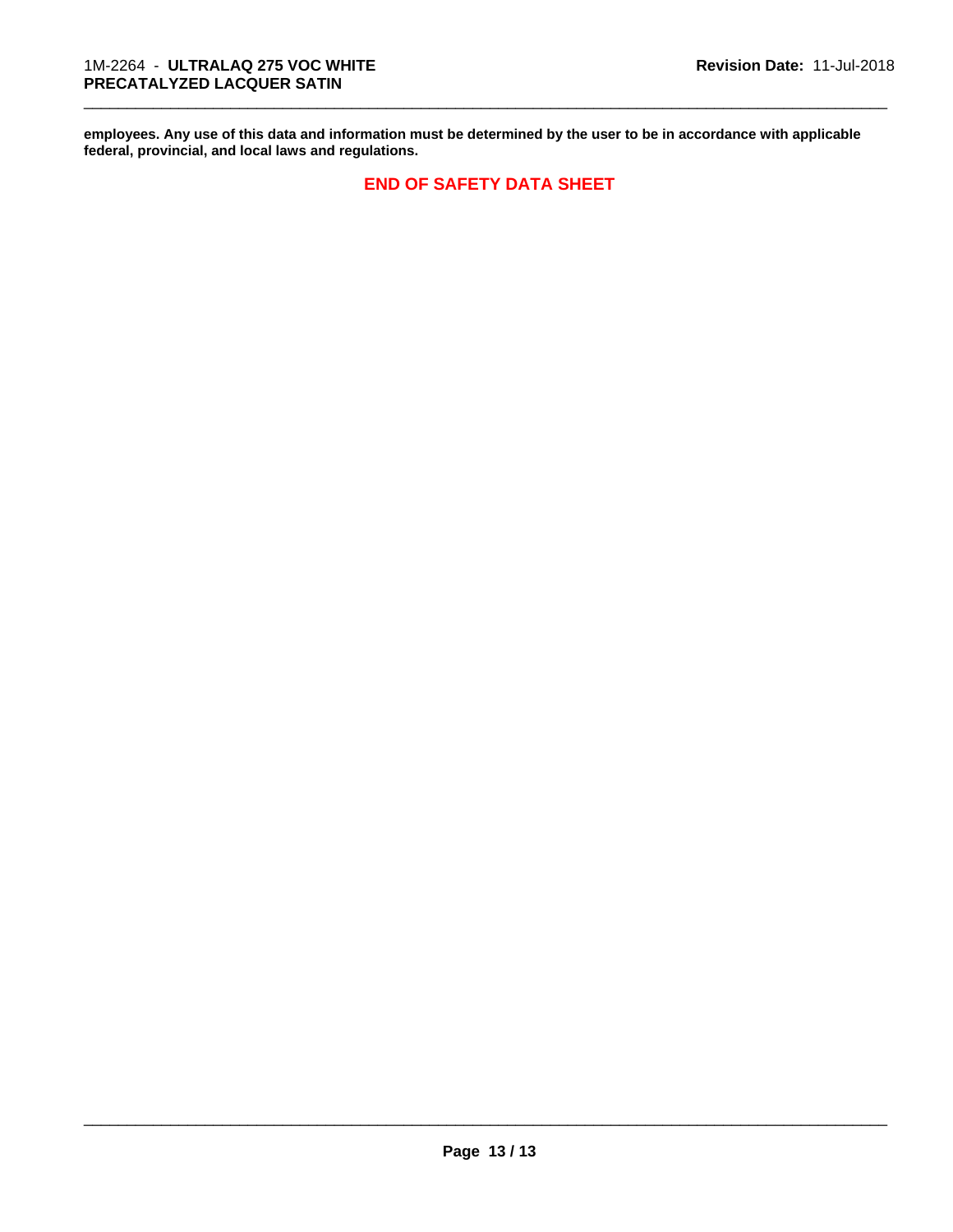**employees. Any use of this data and information must be determined by the user to be in accordance with applicable federal, provincial, and local laws and regulations.**

**END OF SAFETY DATA SHEET**